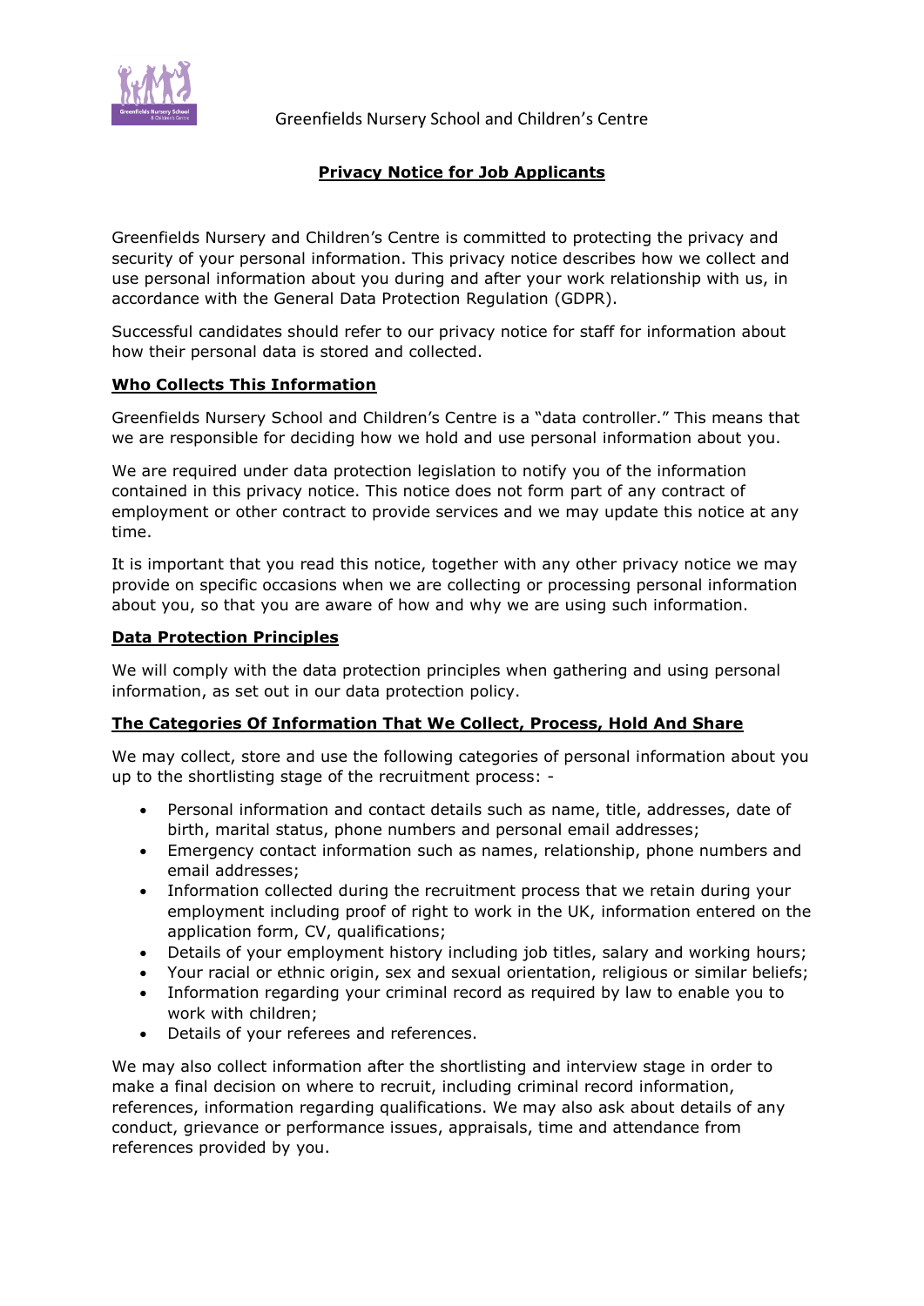Greenfields Nursery School and Children's Centre

# Privacy Notice for Job Applicants

Greenfields Nursery and Children's Centre is committed to protecting the privacy and security of your personal information. This privacy notice describes how we collect and use personal information about you during and after your work relationship with us, in accordance with the General Data Protection Regulation (GDPR).

Successful candidates should refer to our privacy notice for staff for information about how their personal data is stored and collected.

## Who Collects This Information

Greenfields Nursery School and Children's Centre is a "data controller." This means that we are responsible for deciding how we hold and use personal information about you.

We are required under data protection legislation to notify you of the information contained in this privacy notice. This notice does not form part of any contract of employment or other contract to provide services and we may update this notice at any time.

It is important that you read this notice, together with any other privacy notice we may provide on specific occasions when we are collecting or processing personal information about you, so that you are aware of how and why we are using such information.

## Data Protection Principles

We will comply with the data protection principles when gathering and using personal information, as set out in our data protection policy.

## The Categories Of Information That We Collect, Process, Hold And Share

We may collect, store and use the following categories of personal information about you up to the shortlisting stage of the recruitment process: -

- Personal information and contact details such as name, title, addresses, date of birth, marital status, phone numbers and personal email addresses;
- Emergency contact information such as names, relationship, phone numbers and email addresses;
- Information collected during the recruitment process that we retain during your employment including proof of right to work in the UK, information entered on the application form, CV, qualifications;
- Details of your employment history including job titles, salary and working hours;
- Your racial or ethnic origin, sex and sexual orientation, religious or similar beliefs;
- Information regarding your criminal record as required by law to enable you to work with children;
- Details of your referees and references.

We may also collect information after the shortlisting and interview stage in order to make a final decision on where to recruit, including criminal record information, references, information regarding qualifications. We may also ask about details of any conduct, grievance or performance issues, appraisals, time and attendance from references provided by you.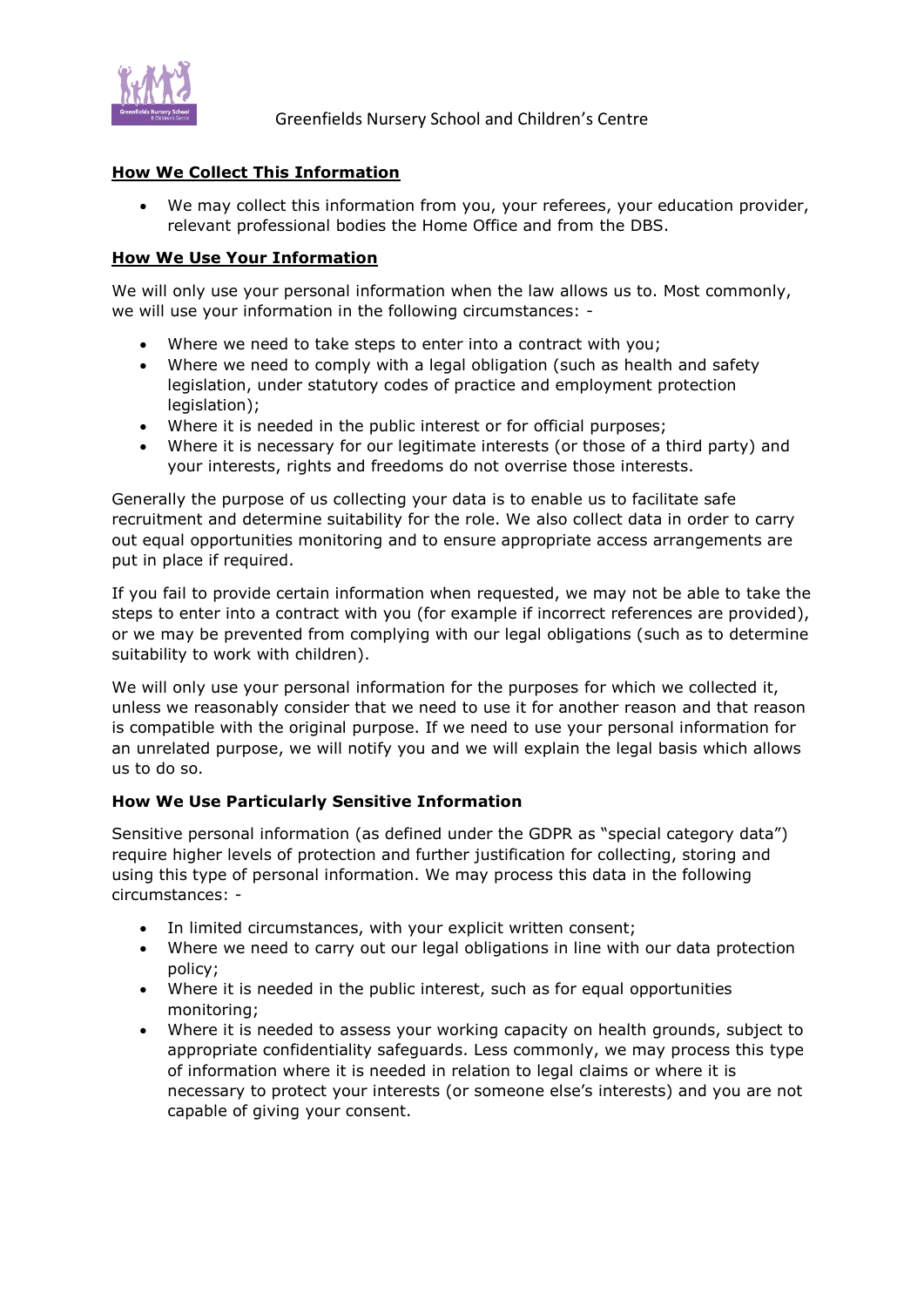## **How We Collect This Information**

- We may collect this information from you, your referees, your education provider, relevant professional bodies the Home Office and from the DBS.

## **How We Use Your Information**

We will only use your personal information when the law allows us to. Most commonly, we will use your information in the following circumstances: -

- Where we need to take steps to enter into a contract with you;
- Where we need to comply with a legal obligation (such as health and safety legislation, under statutory codes of practice and employment protection legislation);
- Where it is needed in the public interest or for official purposes;
- Where it is necessary for our legitimate interests (or those of a third party) and your interests, rights and freedoms do not override those interests.

Generally the purpose of us collecting your data is to enable us to facilitate safe recruitment and determine suitability for the role. We also collect data in order to carry out equal opportunities monitoring and to ensure appropriate access arrangements are put in place if required.

If you fail to provide certain information when requested, we may not be able to take the steps to enter into a contract with you (for example if incorrect references are provided), or we may be prevented from complying with our legal obligations (such as to determine suitability to work with children).

We will only use your personal information for the purposes for which we collected it, unless we reasonably consider that we need to use it for another reason and that reason is compatible with the original purpose. If we need to use your personal information for an unrelated purpose, we will notify you and we will explain the legal basis which allows us to do so.

### **How We Use Particularly Sensitive Information**

Sensitive personal information (as defined under the GDPR as "special category data") require higher levels of protection and further justification for collecting, storing and using this type of personal information. We may process this data in the following circumstances: -

- In limited circumstances, with your explicit written consent;
- Where we need to carry out our legal obligations in line with our data protection policy;
- Where it is needed in the public interest, such as for equal opportunities monitoring;
- Where it is needed to assess your working capacity on health grounds, subject to appropriate confidentiality safeguards. Less commonly, we may process this type of information where it is needed in relation to legal claims or where it is necessary to protect your interests (or someone else's interests) and you are not capable of giving your consent.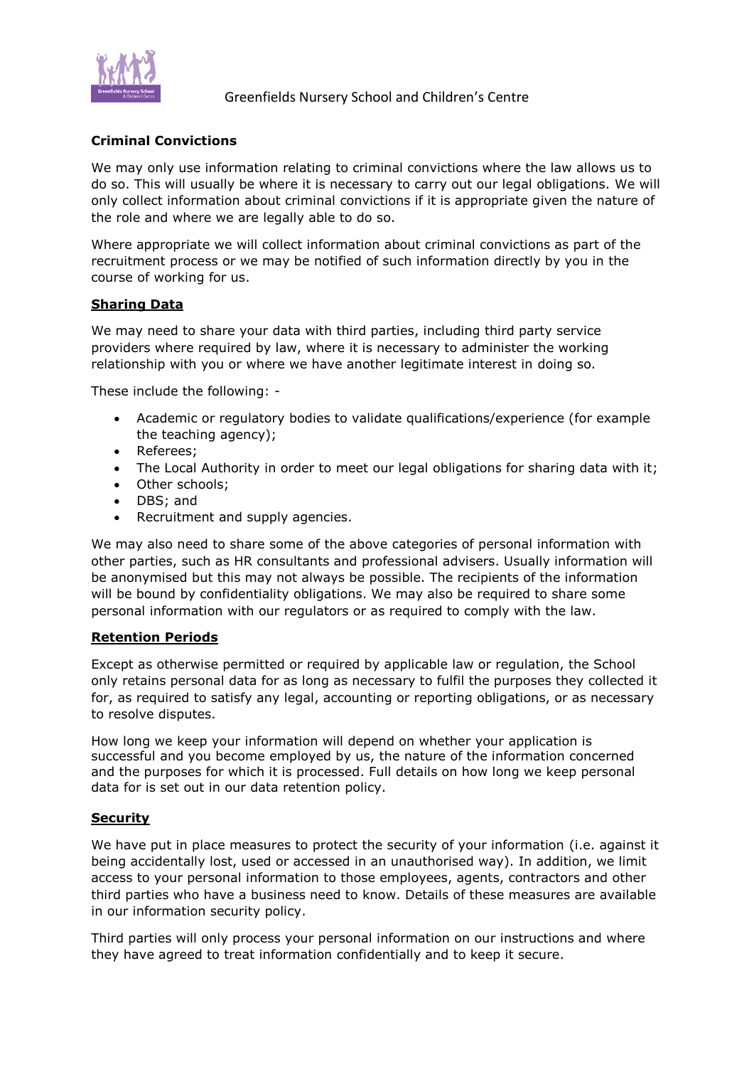**Criminal Convictions**

We may only use information relating to criminal convictions where the law allows us to do so. This will usually be where it is necessary to carry out our legal obligations. We will only collect information about criminal convictions if it is appropriate given the nature of the role and where we are legally able to do so.

Where appropriate we will collect information about criminal convictions as part of the recruitment process or we may be notified of such information directly by you in the course of working for us.

**Sharing Data**

We may need to share your data with third parties, including third party service providers where required by law, where it is necessary to administer the working relationship with you or where we have another legitimate interest in doing so.

These include the following: -

- Academic or regulatory bodies to validate qualifications/experience (for example the teaching agency);
- Referees;
- The Local Authority in order to meet our legal obligations for sharing data with it;
- Other schools;
- DBS; and
- Recruitment and supply agencies.

We may also need to share some of the above categories of personal information with other parties, such as HR consultants and professional advisers. Usually information will be anonymised but this may not always be possible. The recipients of the information will be bound by confidentiality obligations. We may also be required to share some personal information with our regulators or as required to comply with the law.

**Retention Periods**

Except as otherwise permitted or required by applicable law or regulation, the School only retains personal data for as long as necessary to fulfil the purposes they collected it for, as required to satisfy any legal, accounting or reporting obligations, or as necessary to resolve disputes.

How long we keep your information will depend on whether your application is successful and you become employed by us, the nature of the information concerned and the purposes for which it is processed. Full details on how long we keep personal data for is set out in our data retention policy.

**Security**

We have put in place measures to protect the security of your information (i.e. against it being accidentally lost, used or accessed in an unauthorised way). In addition, we limit access to your personal information to those employees, agents, contractors and other third parties who have a business need to know. Details of these measures are available in our information security policy.

Third parties will only process your personal information on our instructions and where they have agreed to treat information confidentially and to keep it secure.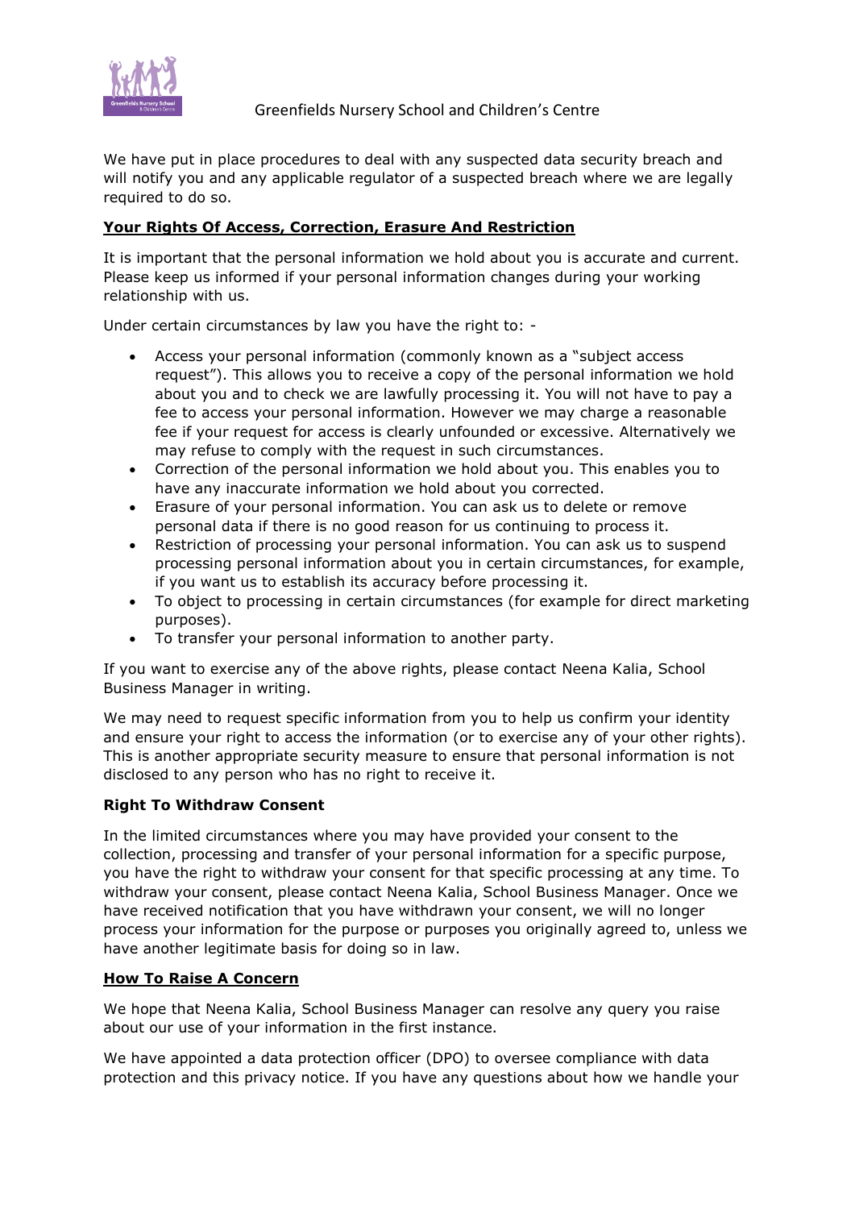We have put in place procedures to deal with any suspected data security breach and will notify you and any applicable regulator of a suspected breach where we are legally required to do so.

**Your Rights Of Access, Correction, Erasure And Restriction**

It is important that the personal information we hold about you is accurate and current. Please keep us informed if your personal information changes during your working relationship with us.

Under certain circumstances by law you have the right to: -

- Access your personal information (commonly known as a "subject access request"). This allows you to receive a copy of the personal information we hold about you and to check we are lawfully processing it. You will not have to pay a fee to access your personal information. However we may charge a reasonable fee if your request for access is clearly unfounded or excessive. Alternatively we may refuse to comply with the request in such circumstances.
- Correction of the personal information we hold about you. This enables you to have any inaccurate information we hold about you corrected.
- Erasure of your personal information. You can ask us to delete or remove personal data if there is no good reason for us continuing to process it.
- Restriction of processing your personal information. You can ask us to suspend processing personal information about you in certain circumstances, for example, if you want us to establish its accuracy before processing it.
- To object to processing in certain circumstances (for example for direct marketing purposes).
- To transfer your personal information to another party.

If you want to exercise any of the above rights, please contact Neena Kalia, School Business Manager in writing.

We may need to request specific information from you to help us confirm your identity and ensure your right to access the information (or to exercise any of your other rights). This is another appropriate security measure to ensure that personal information is not disclosed to any person who has no right to receive it.

**Right To Withdraw Consent**

In the limited circumstances where you may have provided your consent to the collection, processing and transfer of your personal information for a specific purpose, you have the right to withdraw your consent for that specific processing at any time. To withdraw your consent, please contact Neena Kalia, School Business Manager. Once we have received notification that you have withdrawn your consent, we will no longer process your information for the purpose or purposes you originally agreed to, unless we have another legitimate basis for doing so in law.

**How To Raise A Concern**

We hope that Neena Kalia, School Business Manager can resolve any query you raise about our use of your information in the first instance.

We have appointed a data protection officer (DPO) to oversee compliance with data protection and this privacy notice. If you have any questions about how we handle your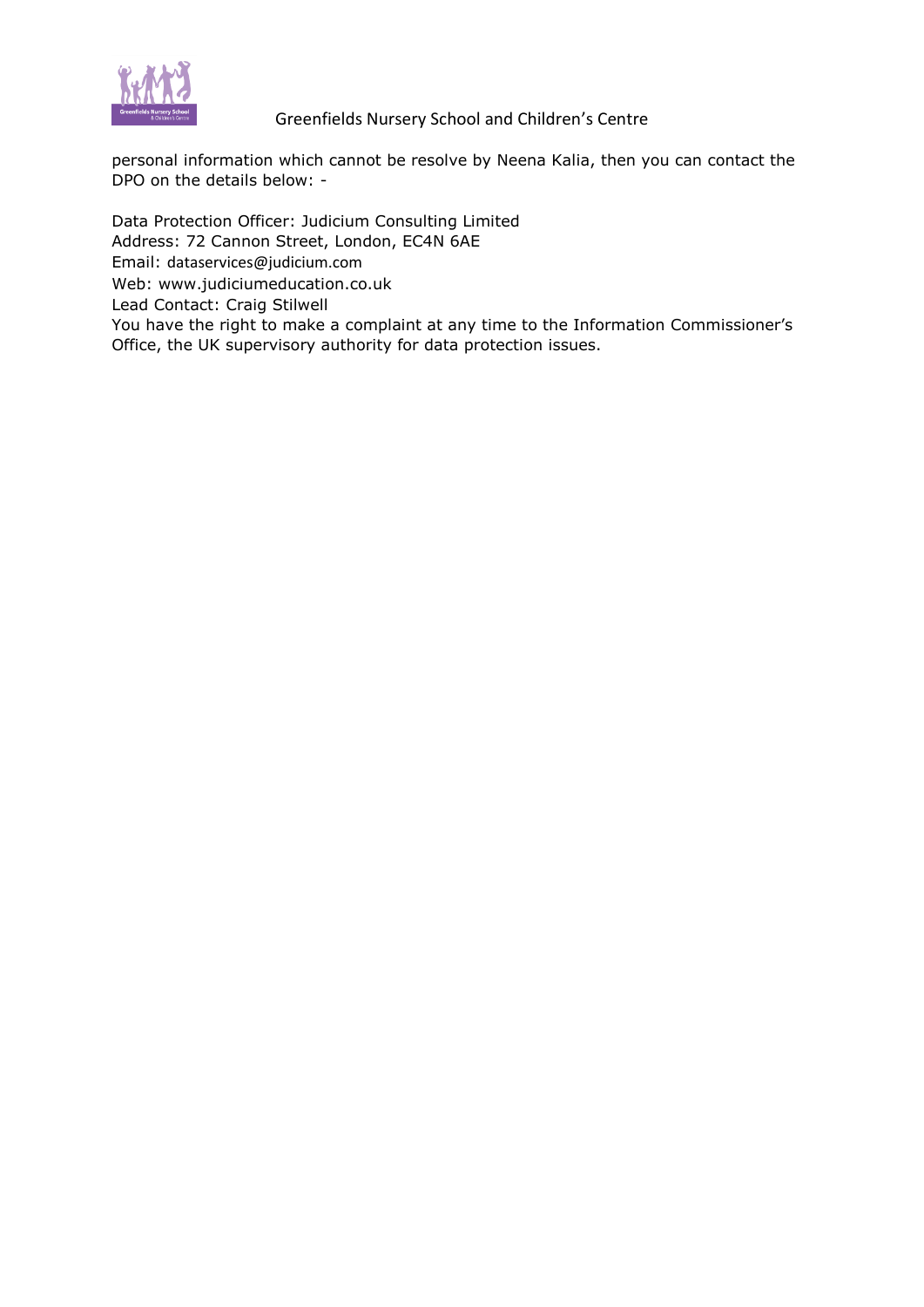personal information which cannot be resolve by Neena Kalia, then you can contact the DPO on the details below: -

Data Protection Officer: Judicium Consulting Limited
Address: 72 Cannon Street, London, EC4N 6AE
Email: dataservices@judicium.com
Web: www.judiciumeducation.co.uk
Lead Contact: Craig Stilwell
You have the right to make a complaint at any time to the Information Commissioner's Office, the UK supervisory authority for data protection issues.